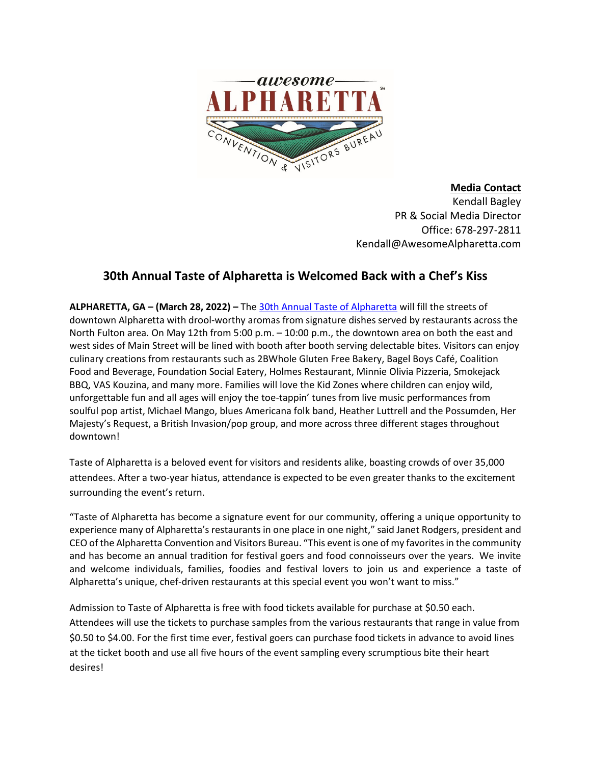**Media Contact**
Kendall Bagley
PR & Social Media Director
Office: 678-297-2811
Kendall@AwesomeAlpharetta.com

## 30th Annual Taste of Alpharetta is Welcomed Back with a Chef's Kiss

**ALPHARETTA, GA – (March 28, 2022) –** The 30th Annual Taste of Alpharetta will fill the streets of downtown Alpharetta with drool-worthy aromas from signature dishes served by restaurants across the North Fulton area. On May 12th from 5:00 p.m. – 10:00 p.m., the downtown area on both the east and west sides of Main Street will be lined with booth after booth serving delectable bites. Visitors can enjoy culinary creations from restaurants such as 2BWhole Gluten Free Bakery, Bagel Boys Café, Coalition Food and Beverage, Foundation Social Eatery, Holmes Restaurant, Minnie Olivia Pizzeria, Smokejack BBQ, VAS Kouzina, and many more. Families will love the Kid Zones where children can enjoy wild, unforgettable fun and all ages will enjoy the toe-tappin' tunes from live music performances from soulful pop artist, Michael Mango, blues Americana folk band, Heather Luttrell and the Possumden, Her Majesty's Request, a British Invasion/pop group, and more across three different stages throughout downtown!

Taste of Alpharetta is a beloved event for visitors and residents alike, boasting crowds of over 35,000 attendees. After a two-year hiatus, attendance is expected to be even greater thanks to the excitement surrounding the event's return.

"Taste of Alpharetta has become a signature event for our community, offering a unique opportunity to experience many of Alpharetta's restaurants in one place in one night," said Janet Rodgers, president and CEO of the Alpharetta Convention and Visitors Bureau. "This event is one of my favorites in the community and has become an annual tradition for festival goers and food connoisseurs over the years. We invite and welcome individuals, families, foodies and festival lovers to join us and experience a taste of Alpharetta's unique, chef-driven restaurants at this special event you won't want to miss."

Admission to Taste of Alpharetta is free with food tickets available for purchase at $0.50 each. Attendees will use the tickets to purchase samples from the various restaurants that range in value from $0.50 to $4.00. For the first time ever, festival goers can purchase food tickets in advance to avoid lines at the ticket booth and use all five hours of the event sampling every scrumptious bite their heart desires!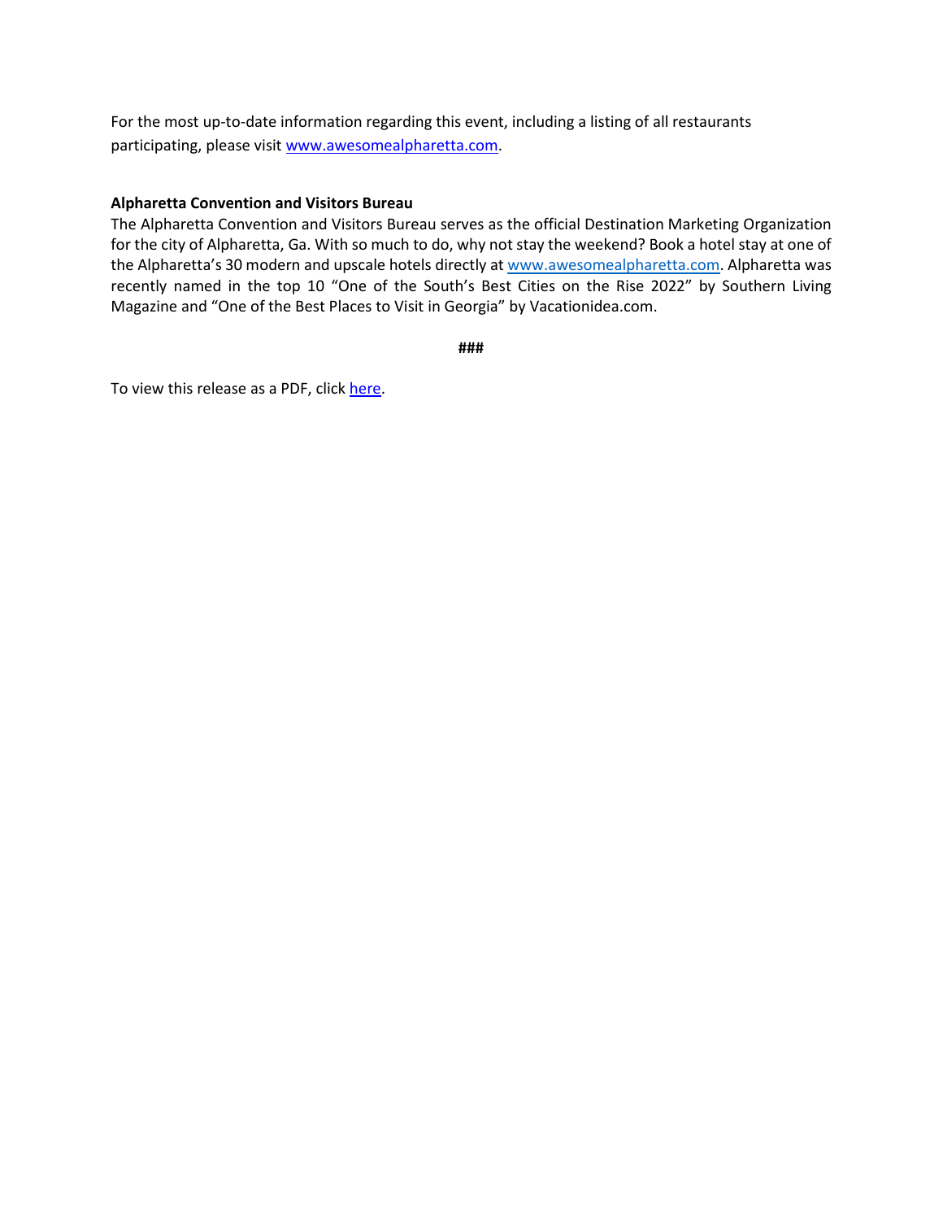For the most up-to-date information regarding this event, including a listing of all restaurants participating, please visit www.awesomealpharetta.com.

**Alpharetta Convention and Visitors Bureau**

The Alpharetta Convention and Visitors Bureau serves as the official Destination Marketing Organization for the city of Alpharetta, Ga. With so much to do, why not stay the weekend? Book a hotel stay at one of the Alpharetta's 30 modern and upscale hotels directly at www.awesomealpharetta.com. Alpharetta was recently named in the top 10 "One of the South's Best Cities on the Rise 2022" by Southern Living Magazine and "One of the Best Places to Visit in Georgia" by Vacationidea.com.

**###**

To view this release as a PDF, click here.